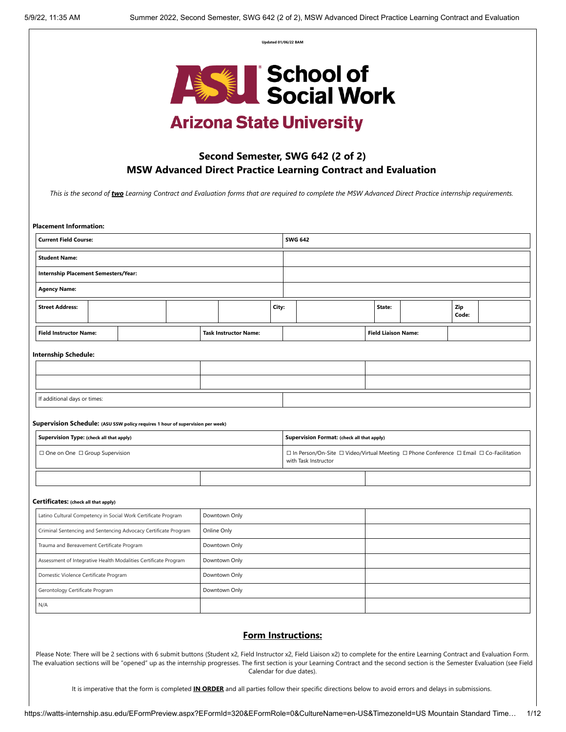Updated 01/06/22 BAM

ASU School of Social Work

Arizona State University

## Second Semester, SWG 642 (2 of 2)
## MSW Advanced Direct Practice Learning Contract and Evaluation

*This is the second of **two** Learning Contract and Evaluation forms that are required to complete the MSW Advanced Direct Practice internship requirements.*

**Placement Information:**

| **Current Field Course:** | **SWG 642** |
|---|---|
| **Student Name:** | |
| **Internship Placement Semesters/Year:** | |
| **Agency Name:** | |

| **Street Address:** | | | | **City:** | | **State:** | | **Zip Code:** | |
|---|---|---|---|---|---|---|---|---|---|

| **Field Instructor Name:** | | **Task Instructor Name:** | | **Field Liaison Name:** | |
|---|---|---|---|---|---|

**Internship Schedule:**

| | | |
|---|---|---|
| | | |
| | | |

| If additional days or times: | |
|---|---|

**Supervision Schedule:** (ASU SSW policy requires 1 hour of supervision per week)

| **Supervision Type:** (check all that apply) | **Supervision Format:** (check all that apply) |
|---|---|
| ☐ One on One ☐ Group Supervision | ☐ In Person/On-Site ☐ Video/Virtual Meeting ☐ Phone Conference ☐ Email ☐ Co-Facilitation with Task Instructor |

| | | |
|---|---|---|

**Certificates:** (check all that apply)

| | | |
|---|---|---|
| Latino Cultural Competency in Social Work Certificate Program | Downtown Only | |
| Criminal Sentencing and Sentencing Advocacy Certificate Program | Online Only | |
| Trauma and Bereavement Certificate Program | Downtown Only | |
| Assessment of Integrative Health Modalities Certificate Program | Downtown Only | |
| Domestic Violence Certificate Program | Downtown Only | |
| Gerontology Certificate Program | Downtown Only | |
| N/A | | |

## Form Instructions:

Please Note: There will be 2 sections with 6 submit buttons (Student x2, Field Instructor x2, Field Liaison x2) to complete for the entire Learning Contract and Evaluation Form. The evaluation sections will be "opened" up as the internship progresses. The first section is your Learning Contract and the second section is the Semester Evaluation (see Field Calendar for due dates).

It is imperative that the form is completed **IN ORDER** and all parties follow their specific directions below to avoid errors and delays in submissions.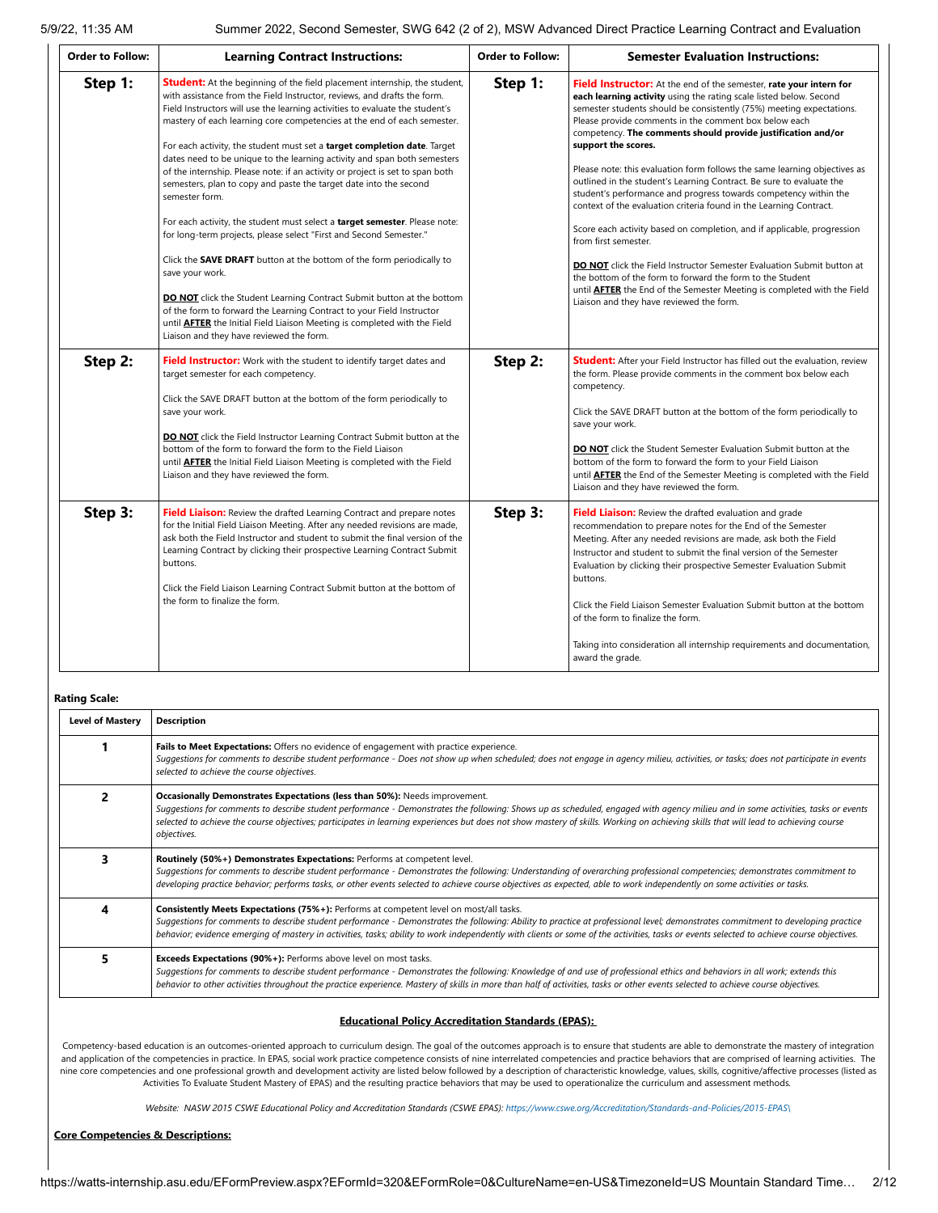| Order to Follow: | Learning Contract Instructions: | Order to Follow: | Semester Evaluation Instructions: |
|---|---|---|---|
| **Step 1:** | **Student:** At the beginning of the field placement internship, the student, with assistance from the Field Instructor, reviews, and drafts the form. Field Instructors will use the learning activities to evaluate the student's mastery of each learning core competencies at the end of each semester.<br><br>For each activity, the student must set a **target completion date**. Target dates need to be unique to the learning activity and span both semesters of the internship. Please note: if an activity or project is set to span both semesters, plan to copy and paste the target date into the second semester form.<br><br>For each activity, the student must select a **target semester**. Please note: for long-term projects, please select "First and Second Semester."<br><br>Click the **SAVE DRAFT** button at the bottom of the form periodically to save your work.<br><br>**DO NOT** click the Student Learning Contract Submit button at the bottom of the form to forward the Learning Contract to your Field Instructor until **AFTER** the Initial Field Liaison Meeting is completed with the Field Liaison and they have reviewed the form. | **Step 1:** | **Field Instructor:** At the end of the semester, **rate your intern for each learning activity** using the rating scale listed below. Second semester students should be consistently (75%) meeting expectations. Please provide comments in the comment box below each competency. **The comments should provide justification and/or support the scores.**<br><br>Please note: this evaluation form follows the same learning objectives as outlined in the student's Learning Contract. Be sure to evaluate the student's performance and progress towards competency within the context of the evaluation criteria found in the Learning Contract.<br><br>Score each activity based on completion, and if applicable, progression from first semester.<br><br>**DO NOT** click the Field Instructor Semester Evaluation Submit button at the bottom of the form to forward the form to the Student until **AFTER** the End of the Semester Meeting is completed with the Field Liaison and they have reviewed the form. |
| **Step 2:** | **Field Instructor:** Work with the student to identify target dates and target semester for each competency.<br><br>Click the SAVE DRAFT button at the bottom of the form periodically to save your work.<br><br>**DO NOT** click the Field Instructor Learning Contract Submit button at the bottom of the form to forward the form to the Field Liaison until **AFTER** the Initial Field Liaison Meeting is completed with the Field Liaison and they have reviewed the form. | **Step 2:** | **Student:** After your Field Instructor has filled out the evaluation, review the form. Please provide comments in the comment box below each competency.<br><br>Click the SAVE DRAFT button at the bottom of the form periodically to save your work.<br><br>**DO NOT** click the Student Semester Evaluation Submit button at the bottom of the form to forward the form to your Field Liaison until **AFTER** the End of the Semester Meeting is completed with the Field Liaison and they have reviewed the form. |
| **Step 3:** | **Field Liaison:** Review the drafted Learning Contract and prepare notes for the Initial Field Liaison Meeting. After any needed revisions are made, ask both the Field Instructor and student to submit the final version of the Learning Contract by clicking their prospective Learning Contract Submit buttons.<br><br>Click the Field Liaison Learning Contract Submit button at the bottom of the form to finalize the form. | **Step 3:** | **Field Liaison:** Review the drafted evaluation and grade recommendation to prepare notes for the End of the Semester Meeting. After any needed revisions are made, ask both the Field Instructor and student to submit the final version of the Semester Evaluation by clicking their prospective Semester Evaluation Submit buttons.<br><br>Click the Field Liaison Semester Evaluation Submit button at the bottom of the form to finalize the form.<br><br>Taking into consideration all internship requirements and documentation, award the grade. |

**Rating Scale:**

| Level of Mastery | Description |
|---|---|
| **1** | **Fails to Meet Expectations:** Offers no evidence of engagement with practice experience.<br>*Suggestions for comments to describe student performance - Does not show up when scheduled; does not engage in agency milieu, activities, or tasks; does not participate in events selected to achieve the course objectives.* |
| **2** | **Occasionally Demonstrates Expectations (less than 50%):** Needs improvement.<br>*Suggestions for comments to describe student performance - Demonstrates the following: Shows up as scheduled, engaged with agency milieu and in some activities, tasks or events selected to achieve the course objectives; participates in learning experiences but does not show mastery of skills. Working on achieving skills that will lead to achieving course objectives.* |
| **3** | **Routinely (50%+) Demonstrates Expectations:** Performs at competent level.<br>*Suggestions for comments to describe student performance - Demonstrates the following: Understanding of overarching professional competencies; demonstrates commitment to developing practice behavior; performs tasks, or other events selected to achieve course objectives as expected, able to work independently on some activities or tasks.* |
| **4** | **Consistently Meets Expectations (75%+):** Performs at competent level on most/all tasks.<br>*Suggestions for comments to describe student performance - Demonstrates the following: Ability to practice at professional level; demonstrates commitment to developing practice behavior; evidence emerging of mastery in activities, tasks; ability to work independently with clients or some of the activities, tasks or events selected to achieve course objectives.* |
| **5** | **Exceeds Expectations (90%+):** Performs above level on most tasks.<br>*Suggestions for comments to describe student performance - Demonstrates the following: Knowledge of and use of professional ethics and behaviors in all work; extends this behavior to other activities throughout the practice experience. Mastery of skills in more than half of activities, tasks or other events selected to achieve course objectives.* |

**Educational Policy Accreditation Standards (EPAS):**

Competency-based education is an outcomes-oriented approach to curriculum design. The goal of the outcomes approach is to ensure that students are able to demonstrate the mastery of integration and application of the competencies in practice. In EPAS, social work practice competence consists of nine interrelated competencies and practice behaviors that are comprised of learning activities. The nine core competencies and one professional growth and development activity are listed below followed by a description of characteristic knowledge, values, skills, cognitive/affective processes (listed as Activities To Evaluate Student Mastery of EPAS) and the resulting practice behaviors that may be used to operationalize the curriculum and assessment methods.

*Website: NASW 2015 CSWE Educational Policy and Accreditation Standards (CSWE EPAS): https://www.cswe.org/Accreditation/Standards-and-Policies/2015-EPAS\*

**Core Competencies & Descriptions:**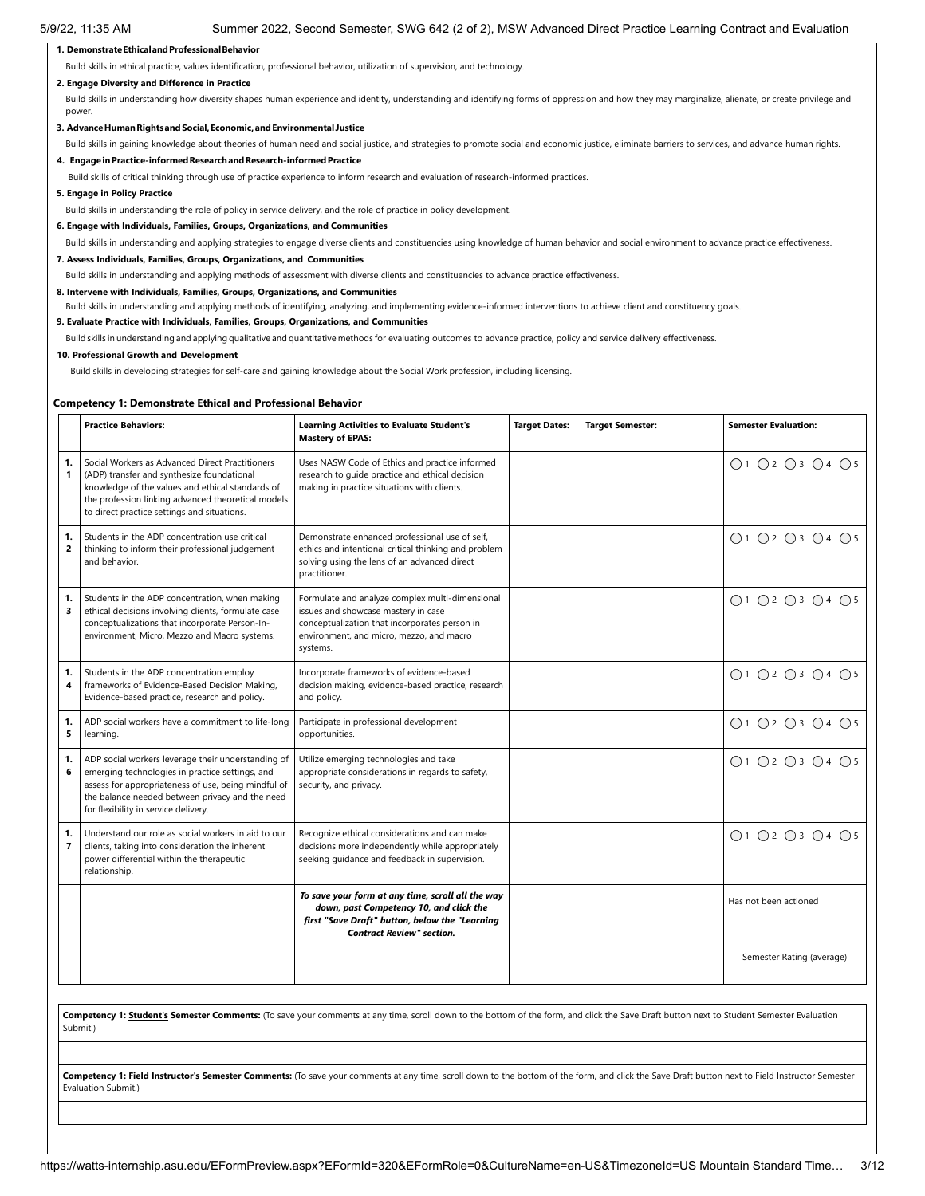**1. Demonstrate Ethical and Professional Behavior**

Build skills in ethical practice, values identification, professional behavior, utilization of supervision, and technology.

**2. Engage Diversity and Difference in Practice**

Build skills in understanding how diversity shapes human experience and identity, understanding and identifying forms of oppression and how they may marginalize, alienate, or create privilege and power.

**3. Advance Human Rights and Social, Economic, and Environmental Justice**

Build skills in gaining knowledge about theories of human need and social justice, and strategies to promote social and economic justice, eliminate barriers to services, and advance human rights.

**4. Engage in Practice-informed Research and Research-informed Practice**

Build skills of critical thinking through use of practice experience to inform research and evaluation of research-informed practices.

**5. Engage in Policy Practice**

Build skills in understanding the role of policy in service delivery, and the role of practice in policy development.

**6. Engage with Individuals, Families, Groups, Organizations, and Communities**

Build skills in understanding and applying strategies to engage diverse clients and constituencies using knowledge of human behavior and social environment to advance practice effectiveness.

**7. Assess Individuals, Families, Groups, Organizations, and Communities**

Build skills in understanding and applying methods of assessment with diverse clients and constituencies to advance practice effectiveness.

**8. Intervene with Individuals, Families, Groups, Organizations, and Communities**

Build skills in understanding and applying methods of identifying, analyzing, and implementing evidence-informed interventions to achieve client and constituency goals.

**9. Evaluate Practice with Individuals, Families, Groups, Organizations, and Communities**

Build skills in understanding and applying qualitative and quantitative methods for evaluating outcomes to advance practice, policy and service delivery effectiveness.

**10. Professional Growth and Development**

Build skills in developing strategies for self-care and gaining knowledge about the Social Work profession, including licensing.

### Competency 1: Demonstrate Ethical and Professional Behavior

| | Practice Behaviors: | Learning Activities to Evaluate Student's Mastery of EPAS: | Target Dates: | Target Semester: | Semester Evaluation: |
|---|---|---|---|---|---|
| 1.1 | Social Workers as Advanced Direct Practitioners (ADP) transfer and synthesize foundational knowledge of the values and ethical standards of the profession linking advanced theoretical models to direct practice settings and situations. | Uses NASW Code of Ethics and practice informed research to guide practice and ethical decision making in practice situations with clients. | | | ◯1 ◯2 ◯3 ◯4 ◯5 |
| 1.2 | Students in the ADP concentration use critical thinking to inform their professional judgement and behavior. | Demonstrate enhanced professional use of self, ethics and intentional critical thinking and problem solving using the lens of an advanced direct practitioner. | | | ◯1 ◯2 ◯3 ◯4 ◯5 |
| 1.3 | Students in the ADP concentration, when making ethical decisions involving clients, formulate case conceptualizations that incorporate Person-In-environment, Micro, Mezzo and Macro systems. | Formulate and analyze complex multi-dimensional issues and showcase mastery in case conceptualization that incorporates person in environment, and micro, mezzo, and macro systems. | | | ◯1 ◯2 ◯3 ◯4 ◯5 |
| 1.4 | Students in the ADP concentration employ frameworks of Evidence-Based Decision Making, Evidence-based practice, research and policy. | Incorporate frameworks of evidence-based decision making, evidence-based practice, research and policy. | | | ◯1 ◯2 ◯3 ◯4 ◯5 |
| 1.5 | ADP social workers have a commitment to life-long learning. | Participate in professional development opportunities. | | | ◯1 ◯2 ◯3 ◯4 ◯5 |
| 1.6 | ADP social workers leverage their understanding of emerging technologies in practice settings, and assess for appropriateness of use, being mindful of the balance needed between privacy and the need for flexibility in service delivery. | Utilize emerging technologies and take appropriate considerations in regards to safety, security, and privacy. | | | ◯1 ◯2 ◯3 ◯4 ◯5 |
| 1.7 | Understand our role as social workers in aid to our clients, taking into consideration the inherent power differential within the therapeutic relationship. | Recognize ethical considerations and can make decisions more independently while appropriately seeking guidance and feedback in supervision. | | | ◯1 ◯2 ◯3 ◯4 ◯5 |
| | | ***To save your form at any time, scroll all the way down, past Competency 10, and click the first "Save Draft" button, below the "Learning Contract Review" section.*** | | | Has not been actioned |
| | | | | | Semester Rating (average) |

**Competency 1: Student's Semester Comments:** (To save your comments at any time, scroll down to the bottom of the form, and click the Save Draft button next to Student Semester Evaluation Submit.)

**Competency 1: Field Instructor's Semester Comments:** (To save your comments at any time, scroll down to the bottom of the form, and click the Save Draft button next to Field Instructor Semester Evaluation Submit.)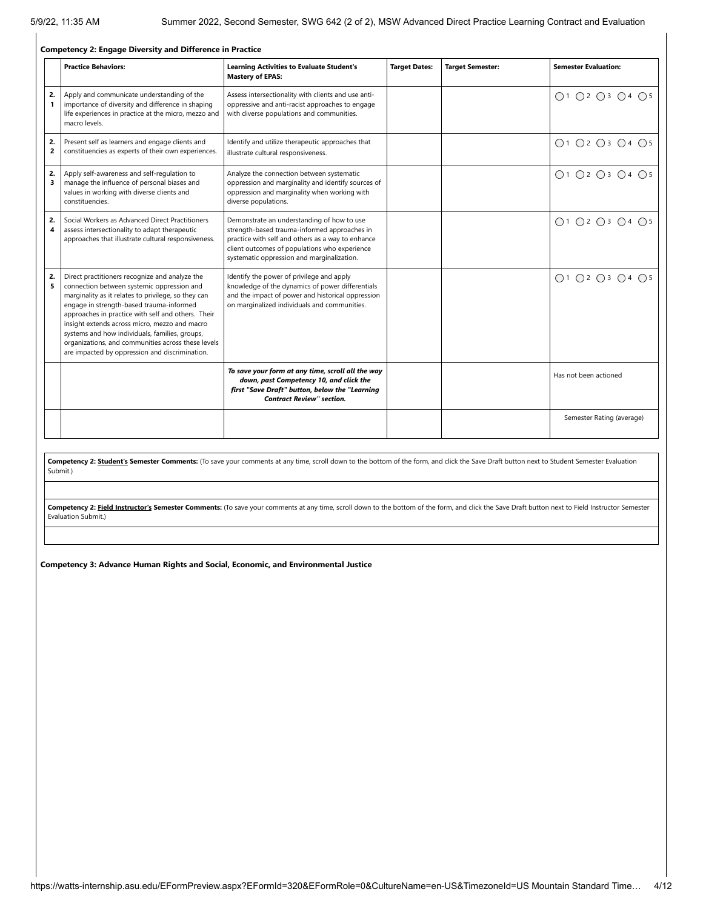**Competency 2: Engage Diversity and Difference in Practice**

| | Practice Behaviors: | Learning Activities to Evaluate Student's Mastery of EPAS: | Target Dates: | Target Semester: | Semester Evaluation: |
|---|---|---|---|---|---|
| 2.1 | Apply and communicate understanding of the importance of diversity and difference in shaping life experiences in practice at the micro, mezzo and macro levels. | Assess intersectionality with clients and use anti-oppressive and anti-racist approaches to engage with diverse populations and communities. | | | ◯1 ◯2 ◯3 ◯4 ◯5 |
| 2.2 | Present self as learners and engage clients and constituencies as experts of their own experiences. | Identify and utilize therapeutic approaches that illustrate cultural responsiveness. | | | ◯1 ◯2 ◯3 ◯4 ◯5 |
| 2.3 | Apply self-awareness and self-regulation to manage the influence of personal biases and values in working with diverse clients and constituencies. | Analyze the connection between systematic oppression and marginality and identify sources of oppression and marginality when working with diverse populations. | | | ◯1 ◯2 ◯3 ◯4 ◯5 |
| 2.4 | Social Workers as Advanced Direct Practitioners assess intersectionality to adapt therapeutic approaches that illustrate cultural responsiveness. | Demonstrate an understanding of how to use strength-based trauma-informed approaches in practice with self and others as a way to enhance client outcomes of populations who experience systematic oppression and marginalization. | | | ◯1 ◯2 ◯3 ◯4 ◯5 |
| 2.5 | Direct practitioners recognize and analyze the connection between systemic oppression and marginality as it relates to privilege, so they can engage in strength-based trauma-informed approaches in practice with self and others. Their insight extends across micro, mezzo and macro systems and how individuals, families, groups, organizations, and communities across these levels are impacted by oppression and discrimination. | Identify the power of privilege and apply knowledge of the dynamics of power differentials and the impact of power and historical oppression on marginalized individuals and communities. | | | ◯1 ◯2 ◯3 ◯4 ◯5 |
| | | ***To save your form at any time, scroll all the way down, past Competency 10, and click the first "Save Draft" button, below the "Learning Contract Review" section.*** | | | Has not been actioned |
| | | | | | Semester Rating (average) |

**Competency 2: Student's Semester Comments:** (To save your comments at any time, scroll down to the bottom of the form, and click the Save Draft button next to Student Semester Evaluation Submit.)

**Competency 2: Field Instructor's Semester Comments:** (To save your comments at any time, scroll down to the bottom of the form, and click the Save Draft button next to Field Instructor Semester Evaluation Submit.)

**Competency 3: Advance Human Rights and Social, Economic, and Environmental Justice**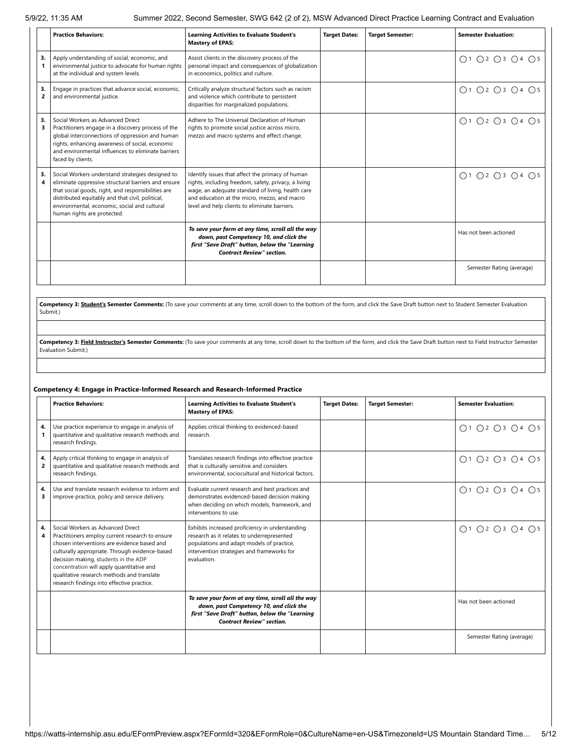| | Practice Behaviors: | Learning Activities to Evaluate Student's Mastery of EPAS: | Target Dates: | Target Semester: | Semester Evaluation: |
|---|---|---|---|---|---|
| 3. 1 | Apply understanding of social, economic, and environmental justice to advocate for human rights at the individual and system levels. | Assist clients in the discovery process of the personal impact and consequences of globalization in economics, politics and culture. | | | ◯1 ◯2 ◯3 ◯4 ◯5 |
| 3. 2 | Engage in practices that advance social, economic, and environmental justice. | Critically analyze structural factors such as racism and violence which contribute to persistent disparities for marginalized populations. | | | ◯1 ◯2 ◯3 ◯4 ◯5 |
| 3. 3 | Social Workers as Advanced Direct Practitioners engage in a discovery process of the global interconnections of oppression and human rights, enhancing awareness of social, economic and environmental influences to eliminate barriers faced by clients. | Adhere to The Universal Declaration of Human rights to promote social justice across micro, mezzo and macro systems and effect change. | | | ◯1 ◯2 ◯3 ◯4 ◯5 |
| 3. 4 | Social Workers understand strategies designed to eliminate oppressive structural barriers and ensure that social goods, right, and responsibilities are distributed equitably and that civil, political, environmental, economic, social and cultural human rights are protected. | Identify issues that affect the primacy of human rights, including freedom, safety, privacy, a living wage, an adequate standard of living, health care and education at the micro, mezzo, and macro level and help clients to eliminate barriers. | | | ◯1 ◯2 ◯3 ◯4 ◯5 |
| | | ***To save your form at any time, scroll all the way down, past Competency 10, and click the first "Save Draft" button, below the "Learning Contract Review" section.*** | | | Has not been actioned |
| | | | | | Semester Rating (average) |

**Competency 3: Student's Semester Comments:** (To save your comments at any time, scroll down to the bottom of the form, and click the Save Draft button next to Student Semester Evaluation Submit.)

**Competency 3: Field Instructor's Semester Comments:** (To save your comments at any time, scroll down to the bottom of the form, and click the Save Draft button next to Field Instructor Semester Evaluation Submit.)

### Competency 4: Engage in Practice-Informed Research and Research-Informed Practice

| | Practice Behaviors: | Learning Activities to Evaluate Student's Mastery of EPAS: | Target Dates: | Target Semester: | Semester Evaluation: |
|---|---|---|---|---|---|
| 4. 1 | Use practice experience to engage in analysis of quantitative and qualitative research methods and research findings. | Applies critical thinking to evidenced-based research. | | | ◯1 ◯2 ◯3 ◯4 ◯5 |
| 4. 2 | Apply critical thinking to engage in analysis of quantitative and qualitative research methods and research findings. | Translates research findings into effective practice that is culturally sensitive and considers environmental, sociocultural and historical factors. | | | ◯1 ◯2 ◯3 ◯4 ◯5 |
| 4. 3 | Use and translate research evidence to inform and improve practice, policy and service delivery. | Evaluate current research and best practices and demonstrates evidenced-based decision making when deciding on which models, framework, and interventions to use. | | | ◯1 ◯2 ◯3 ◯4 ◯5 |
| 4. 4 | Social Workers as Advanced Direct Practitioners employ current research to ensure chosen interventions are evidence based and culturally appropriate. Through evidence-based decision making, students in the ADP concentration will apply quantitative and qualitative research methods and translate research findings into effective practice. | Exhibits increased proficiency in understanding research as it relates to underrepresented populations and adapt models of practice, intervention strategies and frameworks for evaluation. | | | ◯1 ◯2 ◯3 ◯4 ◯5 |
| | | ***To save your form at any time, scroll all the way down, past Competency 10, and click the first "Save Draft" button, below the "Learning Contract Review" section.*** | | | Has not been actioned |
| | | | | | Semester Rating (average) |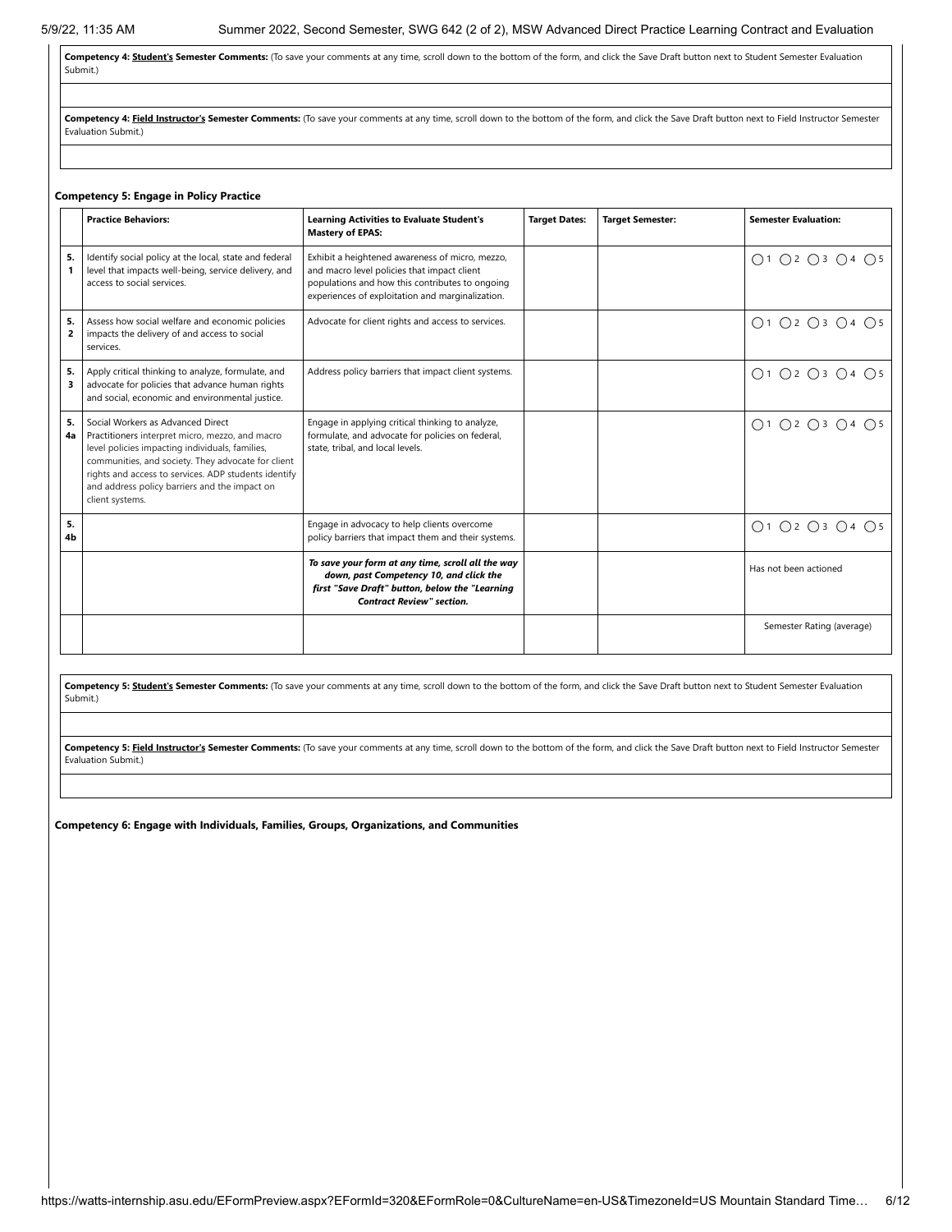**Competency 4: Student's Semester Comments:** (To save your comments at any time, scroll down to the bottom of the form, and click the Save Draft button next to Student Semester Evaluation Submit.)

**Competency 4: Field Instructor's Semester Comments:** (To save your comments at any time, scroll down to the bottom of the form, and click the Save Draft button next to Field Instructor Semester Evaluation Submit.)

**Competency 5: Engage in Policy Practice**

| | Practice Behaviors: | Learning Activities to Evaluate Student's Mastery of EPAS: | Target Dates: | Target Semester: | Semester Evaluation: |
|---|---|---|---|---|---|
| 5.1 | Identify social policy at the local, state and federal level that impacts well-being, service delivery, and access to social services. | Exhibit a heightened awareness of micro, mezzo, and macro level policies that impact client populations and how this contributes to ongoing experiences of exploitation and marginalization. | | | ◯1 ◯2 ◯3 ◯4 ◯5 |
| 5.2 | Assess how social welfare and economic policies impacts the delivery of and access to social services. | Advocate for client rights and access to services. | | | ◯1 ◯2 ◯3 ◯4 ◯5 |
| 5.3 | Apply critical thinking to analyze, formulate, and advocate for policies that advance human rights and social, economic and environmental justice. | Address policy barriers that impact client systems. | | | ◯1 ◯2 ◯3 ◯4 ◯5 |
| 5.4a | Social Workers as Advanced Direct Practitioners interpret micro, mezzo, and macro level policies impacting individuals, families, communities, and society. They advocate for client rights and access to services. ADP students identify and address policy barriers and the impact on client systems. | Engage in applying critical thinking to analyze, formulate, and advocate for policies on federal, state, tribal, and local levels. | | | ◯1 ◯2 ◯3 ◯4 ◯5 |
| 5.4b | | Engage in advocacy to help clients overcome policy barriers that impact them and their systems. | | | ◯1 ◯2 ◯3 ◯4 ◯5 |
| | | ***To save your form at any time, scroll all the way down, past Competency 10, and click the first "Save Draft" button, below the "Learning Contract Review" section.*** | | | Has not been actioned |
| | | | | | Semester Rating (average) |

**Competency 5: Student's Semester Comments:** (To save your comments at any time, scroll down to the bottom of the form, and click the Save Draft button next to Student Semester Evaluation Submit.)

**Competency 5: Field Instructor's Semester Comments:** (To save your comments at any time, scroll down to the bottom of the form, and click the Save Draft button next to Field Instructor Semester Evaluation Submit.)

**Competency 6: Engage with Individuals, Families, Groups, Organizations, and Communities**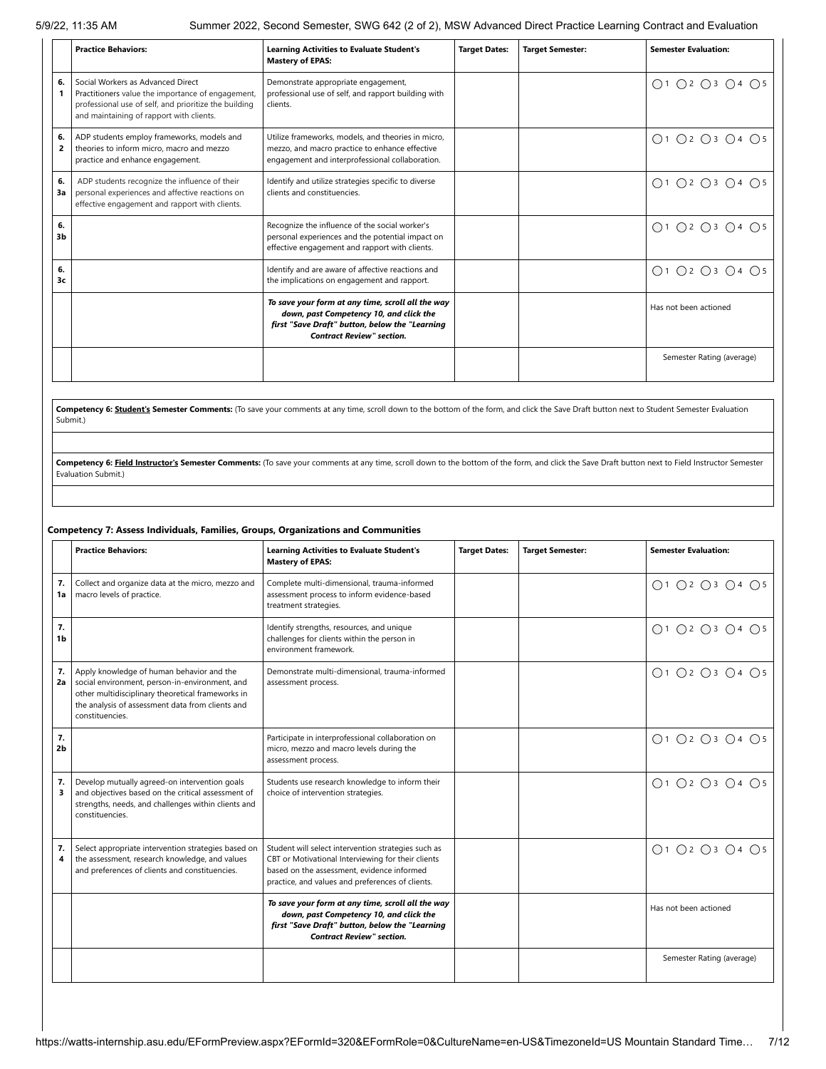| | Practice Behaviors: | Learning Activities to Evaluate Student's Mastery of EPAS: | Target Dates: | Target Semester: | Semester Evaluation: |
|---|---|---|---|---|---|
| 6. 1 | Social Workers as Advanced Direct Practitioners value the importance of engagement, professional use of self, and prioritize the building and maintaining of rapport with clients. | Demonstrate appropriate engagement, professional use of self, and rapport building with clients. | | | ◯1 ◯2 ◯3 ◯4 ◯5 |
| 6. 2 | ADP students employ frameworks, models and theories to inform micro, macro and mezzo practice and enhance engagement. | Utilize frameworks, models, and theories in micro, mezzo, and macro practice to enhance effective engagement and interprofessional collaboration. | | | ◯1 ◯2 ◯3 ◯4 ◯5 |
| 6. 3a | ADP students recognize the influence of their personal experiences and affective reactions on effective engagement and rapport with clients. | Identify and utilize strategies specific to diverse clients and constituencies. | | | ◯1 ◯2 ◯3 ◯4 ◯5 |
| 6. 3b | | Recognize the influence of the social worker's personal experiences and the potential impact on effective engagement and rapport with clients. | | | ◯1 ◯2 ◯3 ◯4 ◯5 |
| 6. 3c | | Identify and are aware of affective reactions and the implications on engagement and rapport. | | | ◯1 ◯2 ◯3 ◯4 ◯5 |
| | | ***To save your form at any time, scroll all the way down, past Competency 10, and click the first "Save Draft" button, below the "Learning Contract Review" section.*** | | | Has not been actioned |
| | | | | | Semester Rating (average) |

**Competency 6: Student's Semester Comments:** (To save your comments at any time, scroll down to the bottom of the form, and click the Save Draft button next to Student Semester Evaluation Submit.)

**Competency 6: Field Instructor's Semester Comments:** (To save your comments at any time, scroll down to the bottom of the form, and click the Save Draft button next to Field Instructor Semester Evaluation Submit.)

### Competency 7: Assess Individuals, Families, Groups, Organizations and Communities

| | Practice Behaviors: | Learning Activities to Evaluate Student's Mastery of EPAS: | Target Dates: | Target Semester: | Semester Evaluation: |
|---|---|---|---|---|---|
| 7. 1a | Collect and organize data at the micro, mezzo and macro levels of practice. | Complete multi-dimensional, trauma-informed assessment process to inform evidence-based treatment strategies. | | | ◯1 ◯2 ◯3 ◯4 ◯5 |
| 7. 1b | | Identify strengths, resources, and unique challenges for clients within the person in environment framework. | | | ◯1 ◯2 ◯3 ◯4 ◯5 |
| 7. 2a | Apply knowledge of human behavior and the social environment, person-in-environment, and other multidisciplinary theoretical frameworks in the analysis of assessment data from clients and constituencies. | Demonstrate multi-dimensional, trauma-informed assessment process. | | | ◯1 ◯2 ◯3 ◯4 ◯5 |
| 7. 2b | | Participate in interprofessional collaboration on micro, mezzo and macro levels during the assessment process. | | | ◯1 ◯2 ◯3 ◯4 ◯5 |
| 7. 3 | Develop mutually agreed-on intervention goals and objectives based on the critical assessment of strengths, needs, and challenges within clients and constituencies. | Students use research knowledge to inform their choice of intervention strategies. | | | ◯1 ◯2 ◯3 ◯4 ◯5 |
| 7. 4 | Select appropriate intervention strategies based on the assessment, research knowledge, and values and preferences of clients and constituencies. | Student will select intervention strategies such as CBT or Motivational Interviewing for their clients based on the assessment, evidence informed practice, and values and preferences of clients. | | | ◯1 ◯2 ◯3 ◯4 ◯5 |
| | | ***To save your form at any time, scroll all the way down, past Competency 10, and click the first "Save Draft" button, below the "Learning Contract Review" section.*** | | | Has not been actioned |
| | | | | | Semester Rating (average) |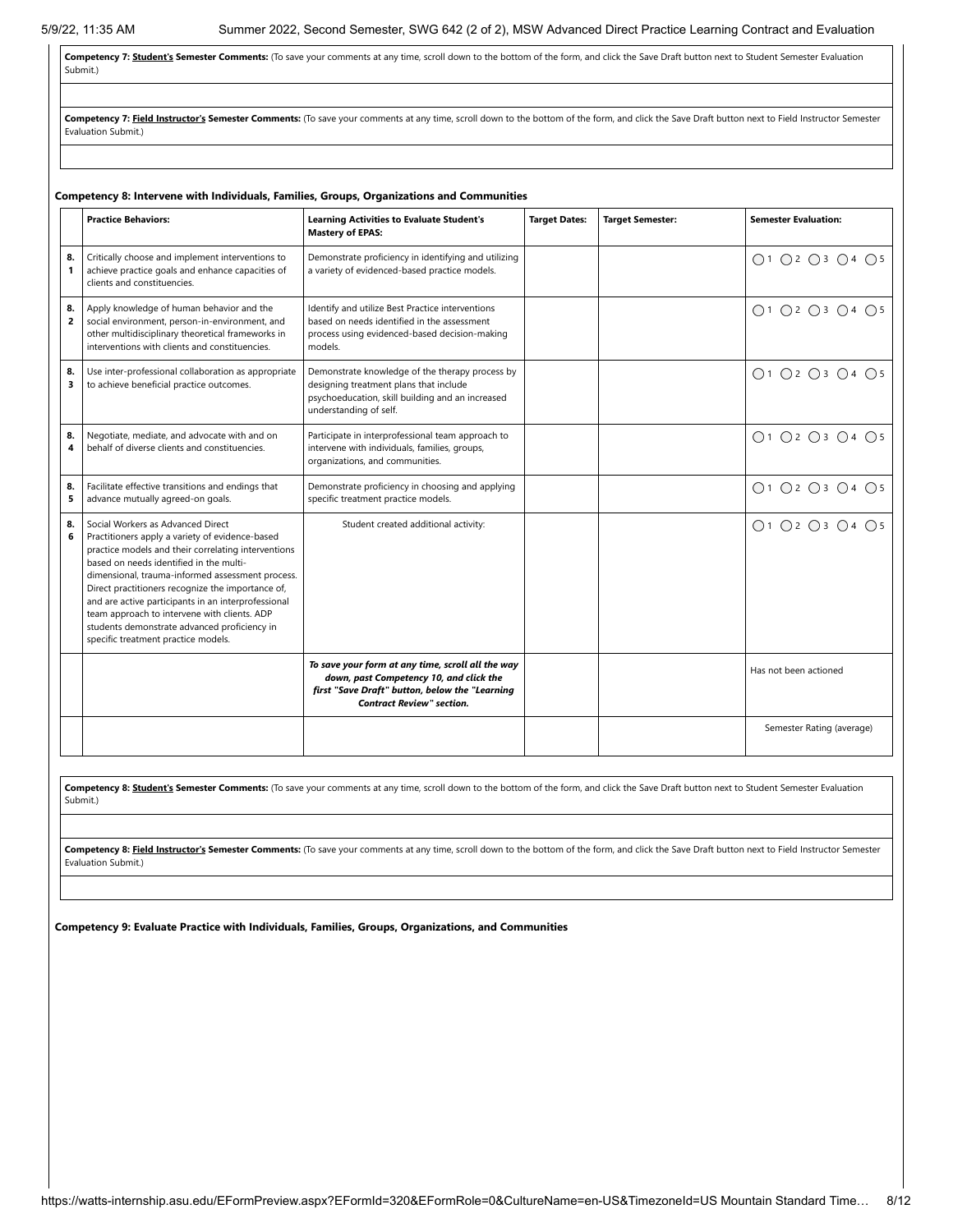**Competency 7: Student's Semester Comments:** (To save your comments at any time, scroll down to the bottom of the form, and click the Save Draft button next to Student Semester Evaluation Submit.)

**Competency 7: Field Instructor's Semester Comments:** (To save your comments at any time, scroll down to the bottom of the form, and click the Save Draft button next to Field Instructor Semester Evaluation Submit.)

**Competency 8: Intervene with Individuals, Families, Groups, Organizations and Communities**

| | Practice Behaviors: | Learning Activities to Evaluate Student's Mastery of EPAS: | Target Dates: | Target Semester: | Semester Evaluation: |
|---|---|---|---|---|---|
| 8.1 | Critically choose and implement interventions to achieve practice goals and enhance capacities of clients and constituencies. | Demonstrate proficiency in identifying and utilizing a variety of evidenced-based practice models. | | | ○1 ○2 ○3 ○4 ○5 |
| 8.2 | Apply knowledge of human behavior and the social environment, person-in-environment, and other multidisciplinary theoretical frameworks in interventions with clients and constituencies. | Identify and utilize Best Practice interventions based on needs identified in the assessment process using evidenced-based decision-making models. | | | ○1 ○2 ○3 ○4 ○5 |
| 8.3 | Use inter-professional collaboration as appropriate to achieve beneficial practice outcomes. | Demonstrate knowledge of the therapy process by designing treatment plans that include psychoeducation, skill building and an increased understanding of self. | | | ○1 ○2 ○3 ○4 ○5 |
| 8.4 | Negotiate, mediate, and advocate with and on behalf of diverse clients and constituencies. | Participate in interprofessional team approach to intervene with individuals, families, groups, organizations, and communities. | | | ○1 ○2 ○3 ○4 ○5 |
| 8.5 | Facilitate effective transitions and endings that advance mutually agreed-on goals. | Demonstrate proficiency in choosing and applying specific treatment practice models. | | | ○1 ○2 ○3 ○4 ○5 |
| 8.6 | Social Workers as Advanced Direct Practitioners apply a variety of evidence-based practice models and their correlating interventions based on needs identified in the multi-dimensional, trauma-informed assessment process. Direct practitioners recognize the importance of, and are active participants in an interprofessional team approach to intervene with clients. ADP students demonstrate advanced proficiency in specific treatment practice models. | Student created additional activity: | | | ○1 ○2 ○3 ○4 ○5 |
| | | ***To save your form at any time, scroll all the way down, past Competency 10, and click the first "Save Draft" button, below the "Learning Contract Review" section.*** | | | Has not been actioned |
| | | | | | Semester Rating (average) |

**Competency 8: Student's Semester Comments:** (To save your comments at any time, scroll down to the bottom of the form, and click the Save Draft button next to Student Semester Evaluation Submit.)

**Competency 8: Field Instructor's Semester Comments:** (To save your comments at any time, scroll down to the bottom of the form, and click the Save Draft button next to Field Instructor Semester Evaluation Submit.)

**Competency 9: Evaluate Practice with Individuals, Families, Groups, Organizations, and Communities**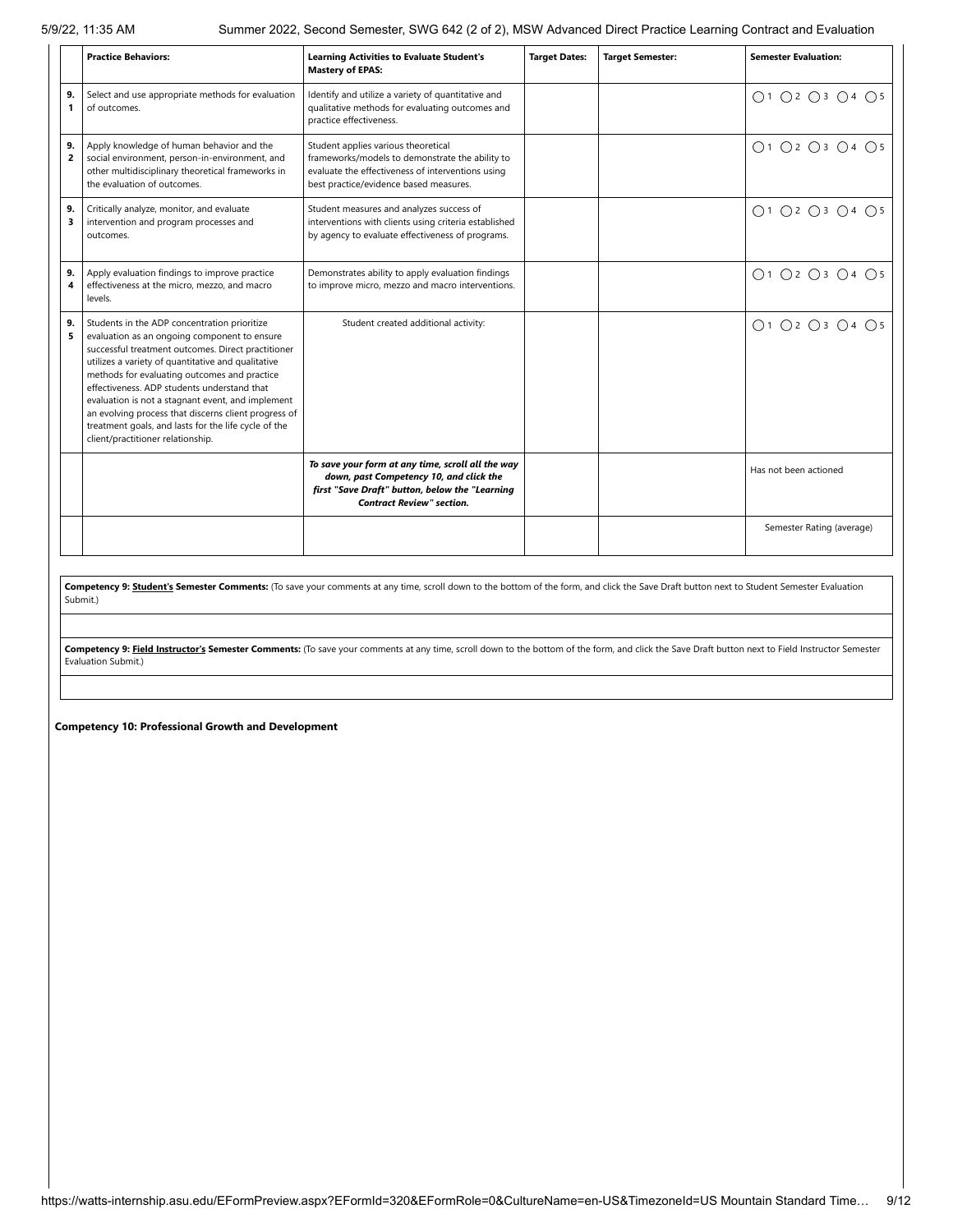| | Practice Behaviors: | Learning Activities to Evaluate Student's Mastery of EPAS: | Target Dates: | Target Semester: | Semester Evaluation: |
|---|---|---|---|---|---|
| 9.1 | Select and use appropriate methods for evaluation of outcomes. | Identify and utilize a variety of quantitative and qualitative methods for evaluating outcomes and practice effectiveness. | | | ◯1 ◯2 ◯3 ◯4 ◯5 |
| 9.2 | Apply knowledge of human behavior and the social environment, person-in-environment, and other multidisciplinary theoretical frameworks in the evaluation of outcomes. | Student applies various theoretical frameworks/models to demonstrate the ability to evaluate the effectiveness of interventions using best practice/evidence based measures. | | | ◯1 ◯2 ◯3 ◯4 ◯5 |
| 9.3 | Critically analyze, monitor, and evaluate intervention and program processes and outcomes. | Student measures and analyzes success of interventions with clients using criteria established by agency to evaluate effectiveness of programs. | | | ◯1 ◯2 ◯3 ◯4 ◯5 |
| 9.4 | Apply evaluation findings to improve practice effectiveness at the micro, mezzo, and macro levels. | Demonstrates ability to apply evaluation findings to improve micro, mezzo and macro interventions. | | | ◯1 ◯2 ◯3 ◯4 ◯5 |
| 9.5 | Students in the ADP concentration prioritize evaluation as an ongoing component to ensure successful treatment outcomes. Direct practitioner utilizes a variety of quantitative and qualitative methods for evaluating outcomes and practice effectiveness. ADP students understand that evaluation is not a stagnant event, and implement an evolving process that discerns client progress of treatment goals, and lasts for the life cycle of the client/practitioner relationship. | Student created additional activity: | | | ◯1 ◯2 ◯3 ◯4 ◯5 |
| | | ***To save your form at any time, scroll all the way down, past Competency 10, and click the first "Save Draft" button, below the "Learning Contract Review" section.*** | | | Has not been actioned |
| | | | | | Semester Rating (average) |

**Competency 9: Student's Semester Comments:** (To save your comments at any time, scroll down to the bottom of the form, and click the Save Draft button next to Student Semester Evaluation Submit.)

**Competency 9: Field Instructor's Semester Comments:** (To save your comments at any time, scroll down to the bottom of the form, and click the Save Draft button next to Field Instructor Semester Evaluation Submit.)

**Competency 10: Professional Growth and Development**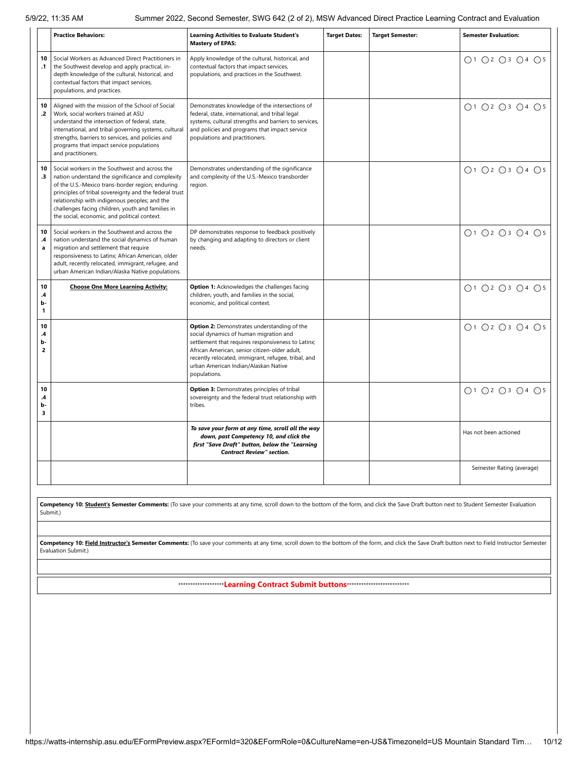| | Practice Behaviors: | Learning Activities to Evaluate Student's Mastery of EPAS: | Target Dates: | Target Semester: | Semester Evaluation: |
|---|---|---|---|---|---|
| 10.1 | Social Workers as Advanced Direct Practitioners in the Southwest develop and apply practical, in-depth knowledge of the cultural, historical, and contextual factors that impact services, populations, and practices. | Apply knowledge of the cultural, historical, and contextual factors that impact services, populations, and practices in the Southwest. | | | ○1 ○2 ○3 ○4 ○5 |
| 10.2 | Aligned with the mission of the School of Social Work, social workers trained at ASU understand the intersection of federal, state, international, and tribal governing systems, cultural strengths, barriers to services, and policies and programs that impact service populations and practitioners. | Demonstrates knowledge of the intersections of federal, state, international, and tribal legal systems, cultural strengths and barriers to services, and policies and programs that impact service populations and practitioners. | | | ○1 ○2 ○3 ○4 ○5 |
| 10.3 | Social workers in the Southwest and across the nation understand the significance and complexity of the U.S.-Mexico trans-border region; enduring principles of tribal sovereignty and the federal trust relationship with indigenous peoples; and the challenges facing children, youth and families in the social, economic, and political context. | Demonstrates understanding of the significance and complexity of the U.S.-Mexico transborder region. | | | ○1 ○2 ○3 ○4 ○5 |
| 10.4a | Social workers in the Southwest and across the nation understand the social dynamics of human migration and settlement that require responsiveness to Latinx; African American, older adult, recently relocated, immigrant, refugee, and urban American Indian/Alaska Native populations. | DP demonstrates response to feedback positively by changing and adapting to directors or client needs. | | | ○1 ○2 ○3 ○4 ○5 |
| 10.4b-1 | **Choose One More Learning Activity:** | **Option 1:** Acknowledges the challenges facing children, youth, and families in the social, economic, and political context. | | | ○1 ○2 ○3 ○4 ○5 |
| 10.4b-2 | | **Option 2:** Demonstrates understanding of the social dynamics of human migration and settlement that requires responsiveness to Latinx; African American, senior citizen-older adult, recently relocated, immigrant, refugee, tribal, and urban American Indian/Alaskan Native populations. | | | ○1 ○2 ○3 ○4 ○5 |
| 10.4b-3 | | **Option 3:** Demonstrates principles of tribal sovereignty and the federal trust relationship with tribes. | | | ○1 ○2 ○3 ○4 ○5 |
| | | ***To save your form at any time, scroll all the way down, past Competency 10, and click the first "Save Draft" button, below the "Learning Contract Review" section.*** | | | Has not been actioned |
| | | | | | Semester Rating (average) |

**Competency 10: Student's Semester Comments:** (To save your comments at any time, scroll down to the bottom of the form, and click the Save Draft button next to Student Semester Evaluation Submit.)

**Competency 10: Field Instructor's Semester Comments:** (To save your comments at any time, scroll down to the bottom of the form, and click the Save Draft button next to Field Instructor Semester Evaluation Submit.)

*******************Learning Contract Submit buttons**************************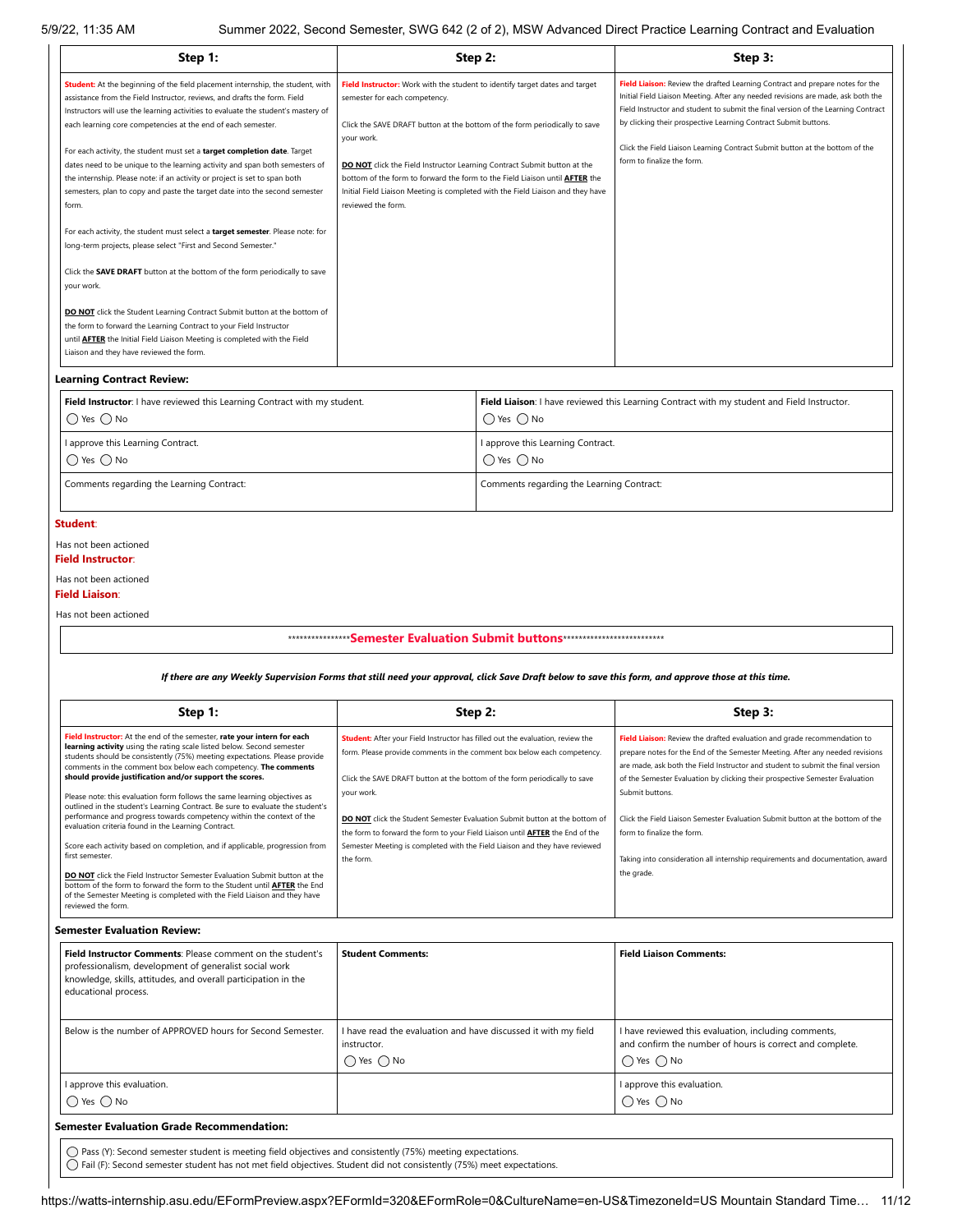| Step 1: | Step 2: | Step 3: |
|---|---|---|
| **Student:** At the beginning of the field placement internship, the student, with assistance from the Field Instructor, reviews, and drafts the form. Field Instructors will use the learning activities to evaluate the student's mastery of each learning core competencies at the end of each semester.<br><br>For each activity, the student must set a **target completion date**. Target dates need to be unique to the learning activity and span both semesters of the internship. Please note: if an activity or project is set to span both semesters, plan to copy and paste the target date into the second semester form.<br><br>For each activity, the student must select a **target semester**. Please note: for long-term projects, please select "First and Second Semester."<br><br>Click the **SAVE DRAFT** button at the bottom of the form periodically to save your work.<br><br>**DO NOT** click the Student Learning Contract Submit button at the bottom of the form to forward the Learning Contract to your Field Instructor until **AFTER** the Initial Field Liaison Meeting is completed with the Field Liaison and they have reviewed the form. | **Field Instructor:** Work with the student to identify target dates and target semester for each competency.<br><br>Click the SAVE DRAFT button at the bottom of the form periodically to save your work.<br><br>**DO NOT** click the Field Instructor Learning Contract Submit button at the bottom of the form to forward the form to the Field Liaison until **AFTER** the Initial Field Liaison Meeting is completed with the Field Liaison and they have reviewed the form. | **Field Liaison:** Review the drafted Learning Contract and prepare notes for the Initial Field Liaison Meeting. After any needed revisions are made, ask both the Field Instructor and student to submit the final version of the Learning Contract by clicking their prospective Learning Contract Submit buttons.<br><br>Click the Field Liaison Learning Contract Submit button at the bottom of the form to finalize the form. |

**Learning Contract Review:**

| Field Instructor | Field Liaison |
|---|---|
| **Field Instructor**: I have reviewed this Learning Contract with my student.<br>◯ Yes ◯ No | **Field Liaison**: I have reviewed this Learning Contract with my student and Field Instructor.<br>◯ Yes ◯ No |
| I approve this Learning Contract.<br>◯ Yes ◯ No | I approve this Learning Contract.<br>◯ Yes ◯ No |
| Comments regarding the Learning Contract: | Comments regarding the Learning Contract: |

**Student**:

Has not been actioned

**Field Instructor**:

Has not been actioned

**Field Liaison**:

Has not been actioned

****************Semester Evaluation Submit buttons**************************

***If there are any Weekly Supervision Forms that still need your approval, click Save Draft below to save this form, and approve those at this time.***

| Step 1: | Step 2: | Step 3: |
|---|---|---|
| **Field Instructor:** At the end of the semester, **rate your intern for each learning activity** using the rating scale listed below. Second semester students should be consistently (75%) meeting expectations. Please provide comments in the comment box below each competency. **The comments should provide justification and/or support the scores.**<br><br>Please note: this evaluation form follows the same learning objectives as outlined in the student's Learning Contract. Be sure to evaluate the student's performance and progress towards competency within the context of the evaluation criteria found in the Learning Contract.<br><br>Score each activity based on completion, and if applicable, progression from first semester.<br><br>**DO NOT** click the Field Instructor Semester Evaluation Submit button at the bottom of the form to forward the form to the Student until **AFTER** the End of the Semester Meeting is completed with the Field Liaison and they have reviewed the form. | **Student:** After your Field Instructor has filled out the evaluation, review the form. Please provide comments in the comment box below each competency.<br><br>Click the SAVE DRAFT button at the bottom of the form periodically to save your work.<br><br>**DO NOT** click the Student Semester Evaluation Submit button at the bottom of the form to forward the form to your Field Liaison until **AFTER** the End of the Semester Meeting is completed with the Field Liaison and they have reviewed the form. | **Field Liaison:** Review the drafted evaluation and grade recommendation to prepare notes for the End of the Semester Meeting. After any needed revisions are made, ask both the Field Instructor and student to submit the final version of the Semester Evaluation by clicking their prospective Semester Evaluation Submit buttons.<br><br>Click the Field Liaison Semester Evaluation Submit button at the bottom of the form to finalize the form.<br><br>Taking into consideration all internship requirements and documentation, award the grade. |

**Semester Evaluation Review:**

| Field Instructor | Student | Field Liaison |
|---|---|---|
| **Field Instructor Comments**: Please comment on the student's professionalism, development of generalist social work knowledge, skills, attitudes, and overall participation in the educational process. | **Student Comments:** | **Field Liaison Comments:** |
| Below is the number of APPROVED hours for Second Semester. | I have read the evaluation and have discussed it with my field instructor.<br>◯ Yes ◯ No | I have reviewed this evaluation, including comments, and confirm the number of hours is correct and complete.<br>◯ Yes ◯ No |
| I approve this evaluation.<br>◯ Yes ◯ No | | I approve this evaluation.<br>◯ Yes ◯ No |

**Semester Evaluation Grade Recommendation:**

◯ Pass (Y): Second semester student is meeting field objectives and consistently (75%) meeting expectations.
◯ Fail (F): Second semester student has not met field objectives. Student did not consistently (75%) meet expectations.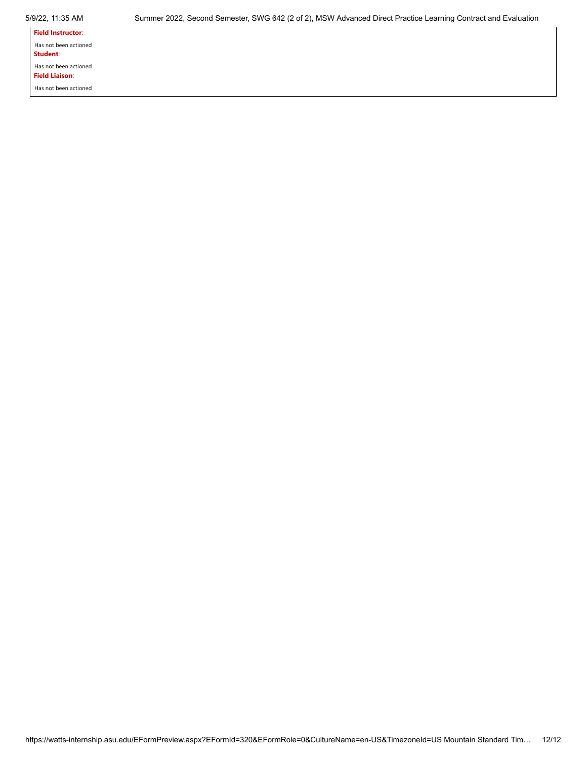**Field Instructor**:

Has not been actioned

**Student**:

Has not been actioned

**Field Liaison**:

Has not been actioned